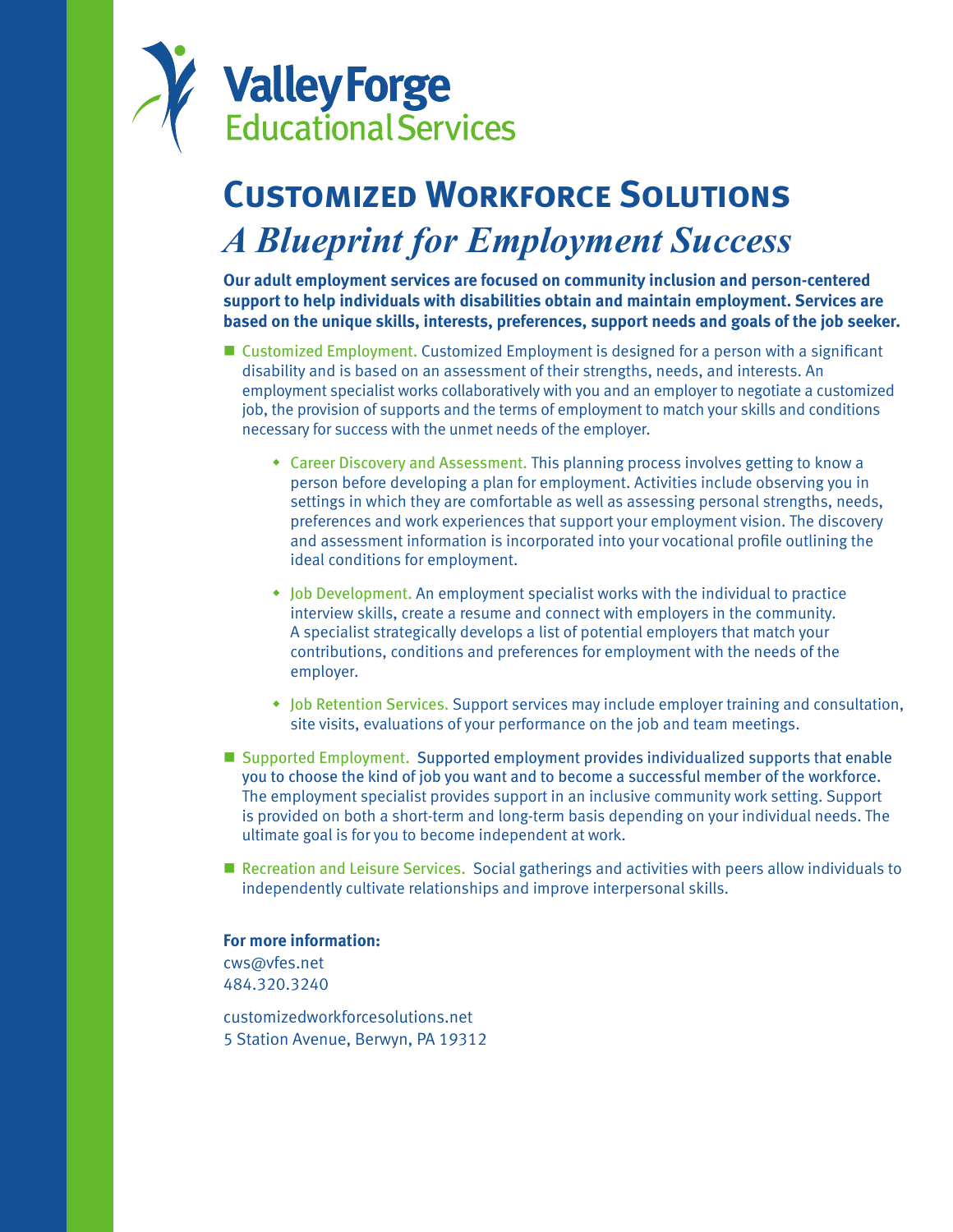Valley Forge
Educational Services

# Customized Workforce Solutions

## *A Blueprint for Employment Success*

**Our adult employment services are focused on community inclusion and person-centered support to help individuals with disabilities obtain and maintain employment. Services are based on the unique skills, interests, preferences, support needs and goals of the job seeker.**

- Customized Employment. Customized Employment is designed for a person with a significant disability and is based on an assessment of their strengths, needs, and interests. An employment specialist works collaboratively with you and an employer to negotiate a customized job, the provision of supports and the terms of employment to match your skills and conditions necessary for success with the unmet needs of the employer.

    - Career Discovery and Assessment. This planning process involves getting to know a person before developing a plan for employment. Activities include observing you in settings in which they are comfortable as well as assessing personal strengths, needs, preferences and work experiences that support your employment vision. The discovery and assessment information is incorporated into your vocational profile outlining the ideal conditions for employment.

    - Job Development. An employment specialist works with the individual to practice interview skills, create a resume and connect with employers in the community. A specialist strategically develops a list of potential employers that match your contributions, conditions and preferences for employment with the needs of the employer.

    - Job Retention Services. Support services may include employer training and consultation, site visits, evaluations of your performance on the job and team meetings.

- Supported Employment. Supported employment provides individualized supports that enable you to choose the kind of job you want and to become a successful member of the workforce. The employment specialist provides support in an inclusive community work setting. Support is provided on both a short-term and long-term basis depending on your individual needs. The ultimate goal is for you to become independent at work.

- Recreation and Leisure Services. Social gatherings and activities with peers allow individuals to independently cultivate relationships and improve interpersonal skills.

**For more information:**
cws@vfes.net
484.320.3240

customizedworkforcesolutions.net
5 Station Avenue, Berwyn, PA 19312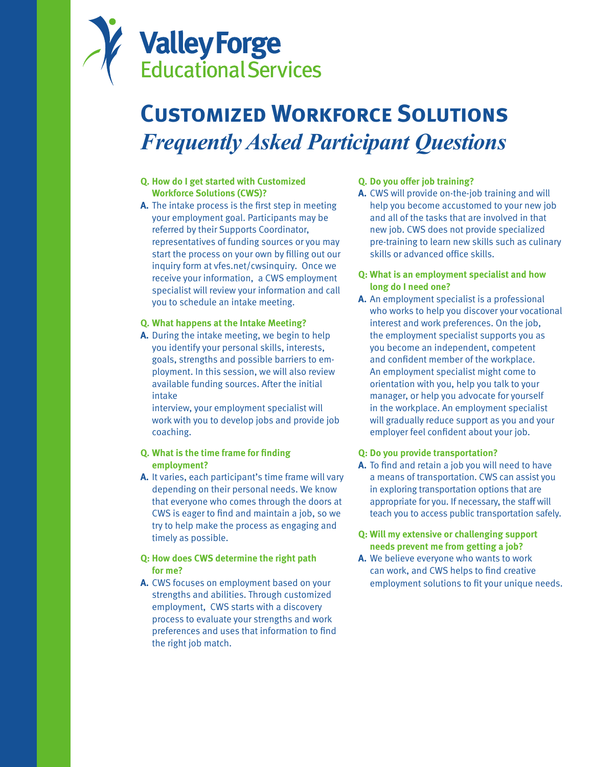Valley Forge
Educational Services

# Customized Workforce Solutions

## *Frequently Asked Participant Questions*

**Q. How do I get started with Customized Workforce Solutions (CWS)?**

**A.** The intake process is the first step in meeting your employment goal. Participants may be referred by their Supports Coordinator, representatives of funding sources or you may start the process on your own by filling out our inquiry form at vfes.net/cwsinquiry. Once we receive your information, a CWS employment specialist will review your information and call you to schedule an intake meeting.

**Q. What happens at the Intake Meeting?**

**A.** During the intake meeting, we begin to help you identify your personal skills, interests, goals, strengths and possible barriers to employment. In this session, we will also review available funding sources. After the initial intake interview, your employment specialist will work with you to develop jobs and provide job coaching.

**Q. What is the time frame for finding employment?**

**A.** It varies, each participant's time frame will vary depending on their personal needs. We know that everyone who comes through the doors at CWS is eager to find and maintain a job, so we try to help make the process as engaging and timely as possible.

**Q: How does CWS determine the right path for me?**

**A.** CWS focuses on employment based on your strengths and abilities. Through customized employment, CWS starts with a discovery process to evaluate your strengths and work preferences and uses that information to find the right job match.

**Q. Do you offer job training?**

**A.** CWS will provide on-the-job training and will help you become accustomed to your new job and all of the tasks that are involved in that new job. CWS does not provide specialized pre-training to learn new skills such as culinary skills or advanced office skills.

**Q: What is an employment specialist and how long do I need one?**

**A.** An employment specialist is a professional who works to help you discover your vocational interest and work preferences. On the job, the employment specialist supports you as you become an independent, competent and confident member of the workplace. An employment specialist might come to orientation with you, help you talk to your manager, or help you advocate for yourself in the workplace. An employment specialist will gradually reduce support as you and your employer feel confident about your job.

**Q: Do you provide transportation?**

**A.** To find and retain a job you will need to have a means of transportation. CWS can assist you in exploring transportation options that are appropriate for you. If necessary, the staff will teach you to access public transportation safely.

**Q: Will my extensive or challenging support needs prevent me from getting a job?**

**A.** We believe everyone who wants to work can work, and CWS helps to find creative employment solutions to fit your unique needs.